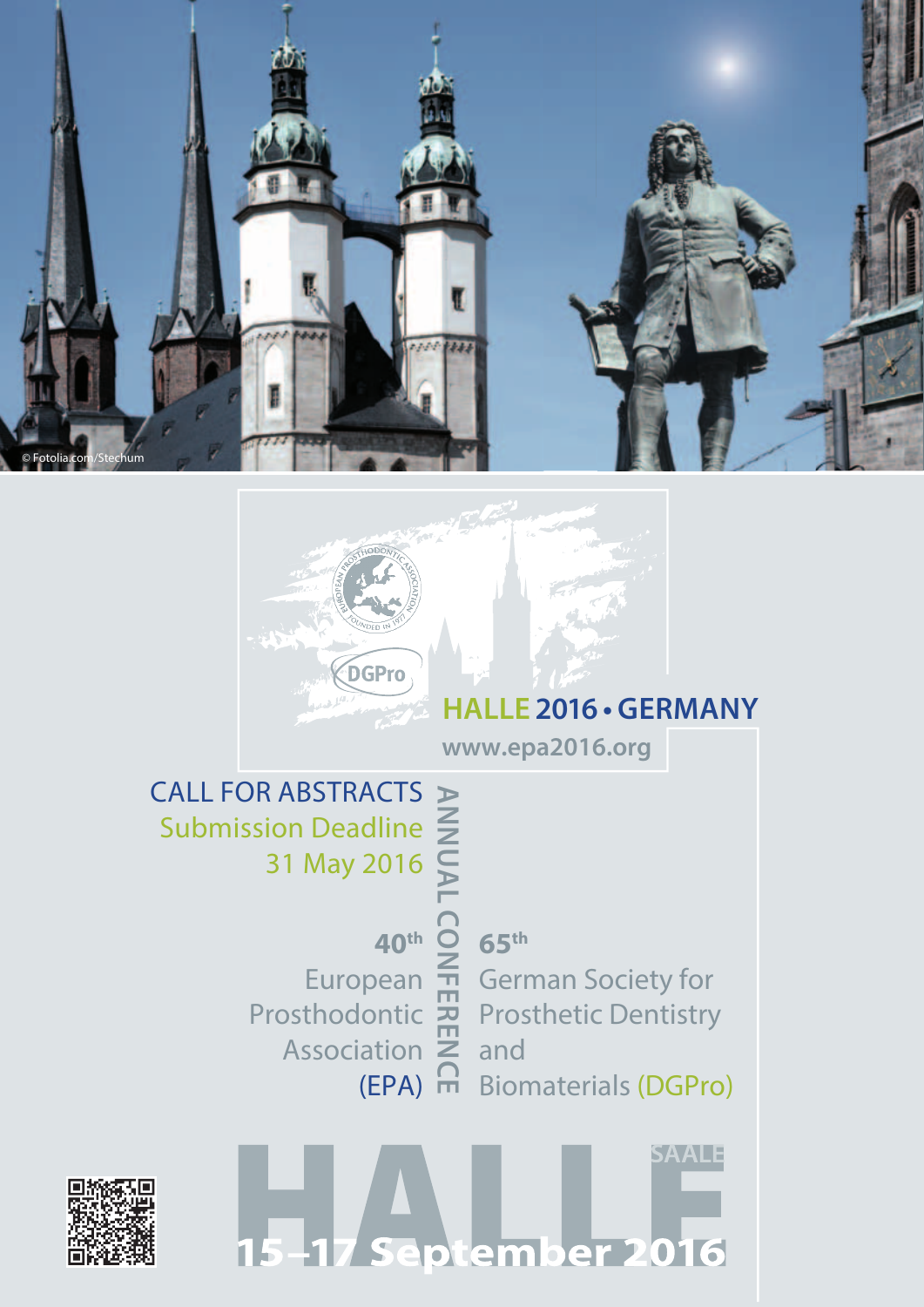© Fotolia.com/Stechum

HALLE 2016 • GERMANY

www.epa2016.org

# CALL FOR ABSTRACTS

Submission Deadline
31 May 2016

ANNUAL CONFERENCE

**40th**
European Prosthodontic Association (EPA)

**65th**
German Society for Prosthetic Dentistry and Biomaterials (DGPro)

# HALLE SAALE

## 15–17 September 2016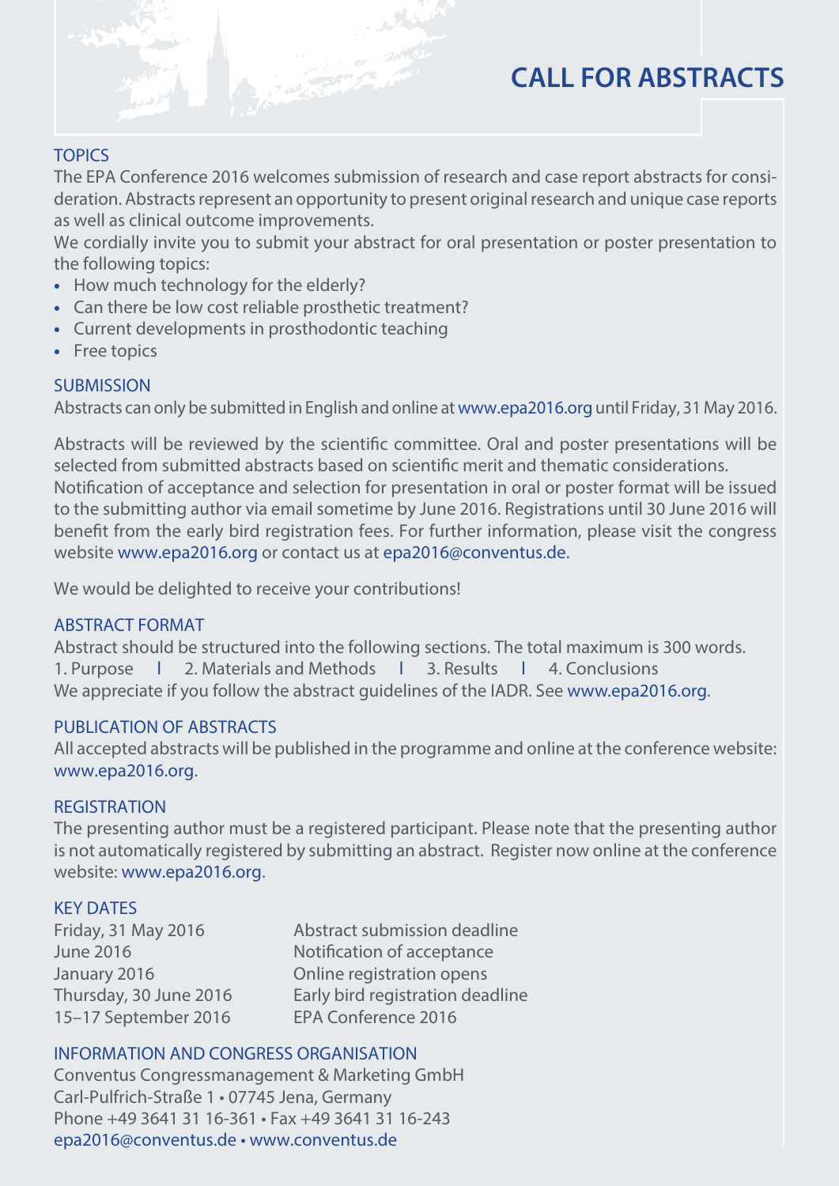# CALL FOR ABSTRACTS

## TOPICS

The EPA Conference 2016 welcomes submission of research and case report abstracts for consideration. Abstracts represent an opportunity to present original research and unique case reports as well as clinical outcome improvements.

We cordially invite you to submit your abstract for oral presentation or poster presentation to the following topics:

- How much technology for the elderly?
- Can there be low cost reliable prosthetic treatment?
- Current developments in prosthodontic teaching
- Free topics

## SUBMISSION

Abstracts can only be submitted in English and online at www.epa2016.org until Friday, 31 May 2016.

Abstracts will be reviewed by the scientific committee. Oral and poster presentations will be selected from submitted abstracts based on scientific merit and thematic considerations.

Notification of acceptance and selection for presentation in oral or poster format will be issued to the submitting author via email sometime by June 2016. Registrations until 30 June 2016 will benefit from the early bird registration fees. For further information, please visit the congress website www.epa2016.org or contact us at epa2016@conventus.de.

We would be delighted to receive your contributions!

## ABSTRACT FORMAT

Abstract should be structured into the following sections. The total maximum is 300 words.

1. Purpose | 2. Materials and Methods | 3. Results | 4. Conclusions

We appreciate if you follow the abstract guidelines of the IADR. See www.epa2016.org.

## PUBLICATION OF ABSTRACTS

All accepted abstracts will be published in the programme and online at the conference website: www.epa2016.org.

## REGISTRATION

The presenting author must be a registered participant. Please note that the presenting author is not automatically registered by submitting an abstract. Register now online at the conference website: www.epa2016.org.

## KEY DATES

| | |
|---|---|
| Friday, 31 May 2016 | Abstract submission deadline |
| June 2016 | Notification of acceptance |
| January 2016 | Online registration opens |
| Thursday, 30 June 2016 | Early bird registration deadline |
| 15–17 September 2016 | EPA Conference 2016 |

## INFORMATION AND CONGRESS ORGANISATION

Conventus Congressmanagement & Marketing GmbH
Carl-Pulfrich-Straße 1 • 07745 Jena, Germany
Phone +49 3641 31 16-361 • Fax +49 3641 31 16-243
epa2016@conventus.de • www.conventus.de